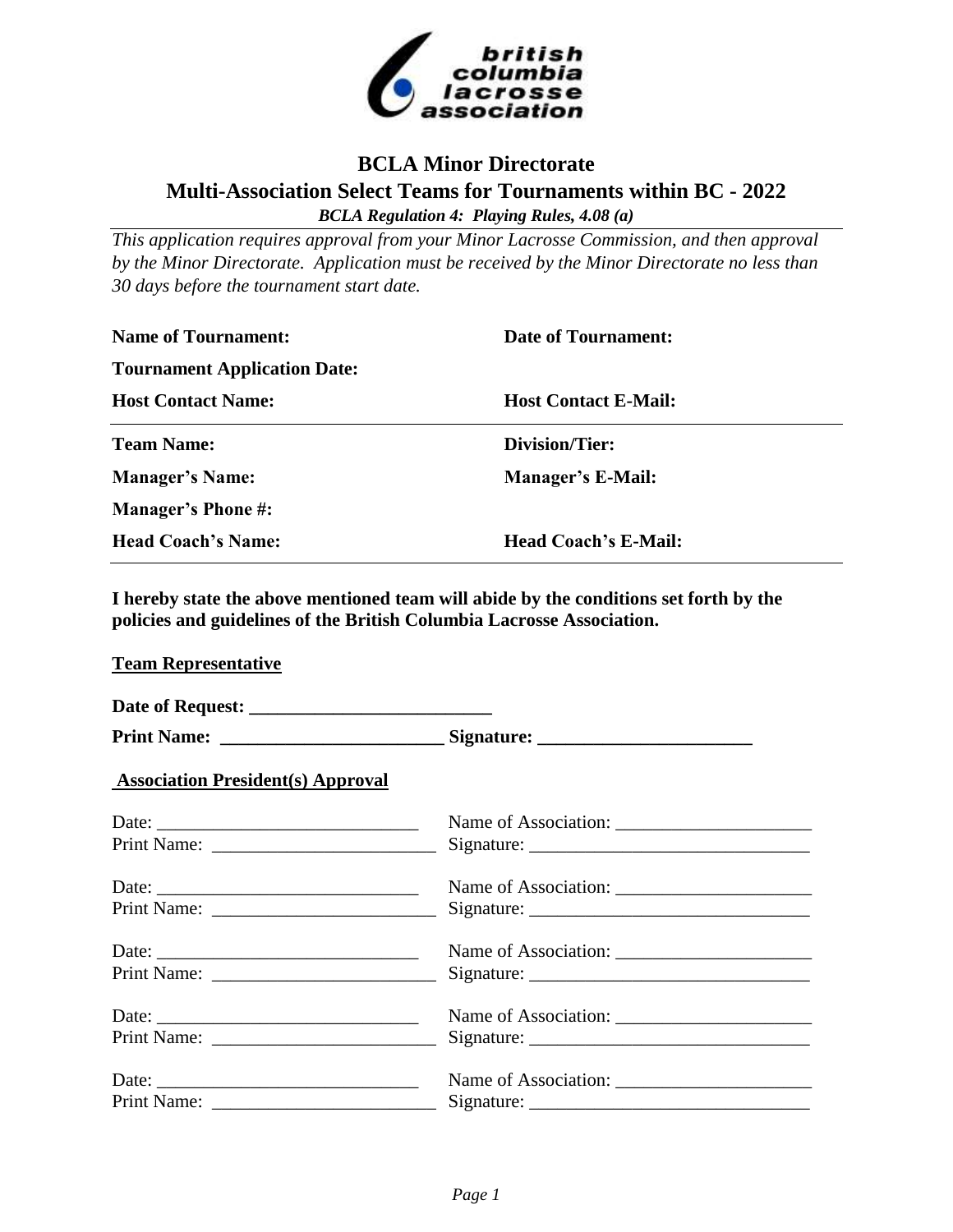# BCLA Minor Directorate

## Multi-Association Select Teams for Tournaments within BC - 2022

***BCLA Regulation 4: Playing Rules, 4.08 (a)***

*This application requires approval from your Minor Lacrosse Commission, and then approval by the Minor Directorate. Application must be received by the Minor Directorate no less than 30 days before the tournament start date.*

**Name of Tournament:** **Date of Tournament:**

**Tournament Application Date:**

**Host Contact Name:** **Host Contact E-Mail:**

---

**Team Name:** **Division/Tier:**

**Manager's Name:** **Manager's E-Mail:**

**Manager's Phone #:**

**Head Coach's Name:** **Head Coach's E-Mail:**

---

**I hereby state the above mentioned team will abide by the conditions set forth by the policies and guidelines of the British Columbia Lacrosse Association.**

**Team Representative**

**Date of Request: ___________________________**

**Print Name: ________________________ Signature: _______________________**

**Association President(s) Approval**

Date: ____________________________ Name of Association: _____________________
Print Name: ________________________ Signature: ______________________________

Date: ____________________________ Name of Association: _____________________
Print Name: ________________________ Signature: ______________________________

Date: ____________________________ Name of Association: _____________________
Print Name: ________________________ Signature: ______________________________

Date: ____________________________ Name of Association: _____________________
Print Name: ________________________ Signature: ______________________________

Date: ____________________________ Name of Association: _____________________
Print Name: ________________________ Signature: ______________________________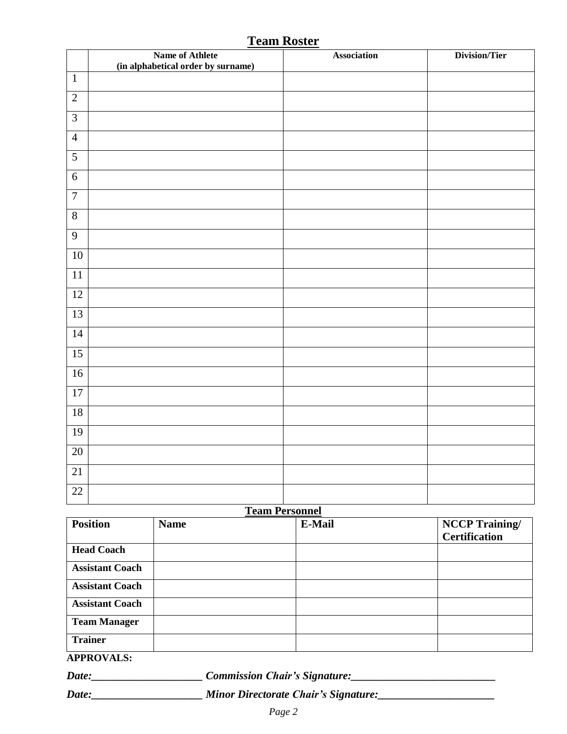## Team Roster

| | Name of Athlete (in alphabetical order by surname) | Association | Division/Tier |
|---|---|---|---|
| 1 | | | |
| 2 | | | |
| 3 | | | |
| 4 | | | |
| 5 | | | |
| 6 | | | |
| 7 | | | |
| 8 | | | |
| 9 | | | |
| 10 | | | |
| 11 | | | |
| 12 | | | |
| 13 | | | |
| 14 | | | |
| 15 | | | |
| 16 | | | |
| 17 | | | |
| 18 | | | |
| 19 | | | |
| 20 | | | |
| 21 | | | |
| 22 | | | |

## Team Personnel

| Position | Name | E-Mail | NCCP Training/ Certification |
|---|---|---|---|
| **Head Coach** | | | |
| **Assistant Coach** | | | |
| **Assistant Coach** | | | |
| **Assistant Coach** | | | |
| **Team Manager** | | | |
| **Trainer** | | | |

**APPROVALS:**

***Date:____________________ Commission Chair's Signature:__________________________***

***Date:____________________ Minor Directorate Chair's Signature:_____________________***